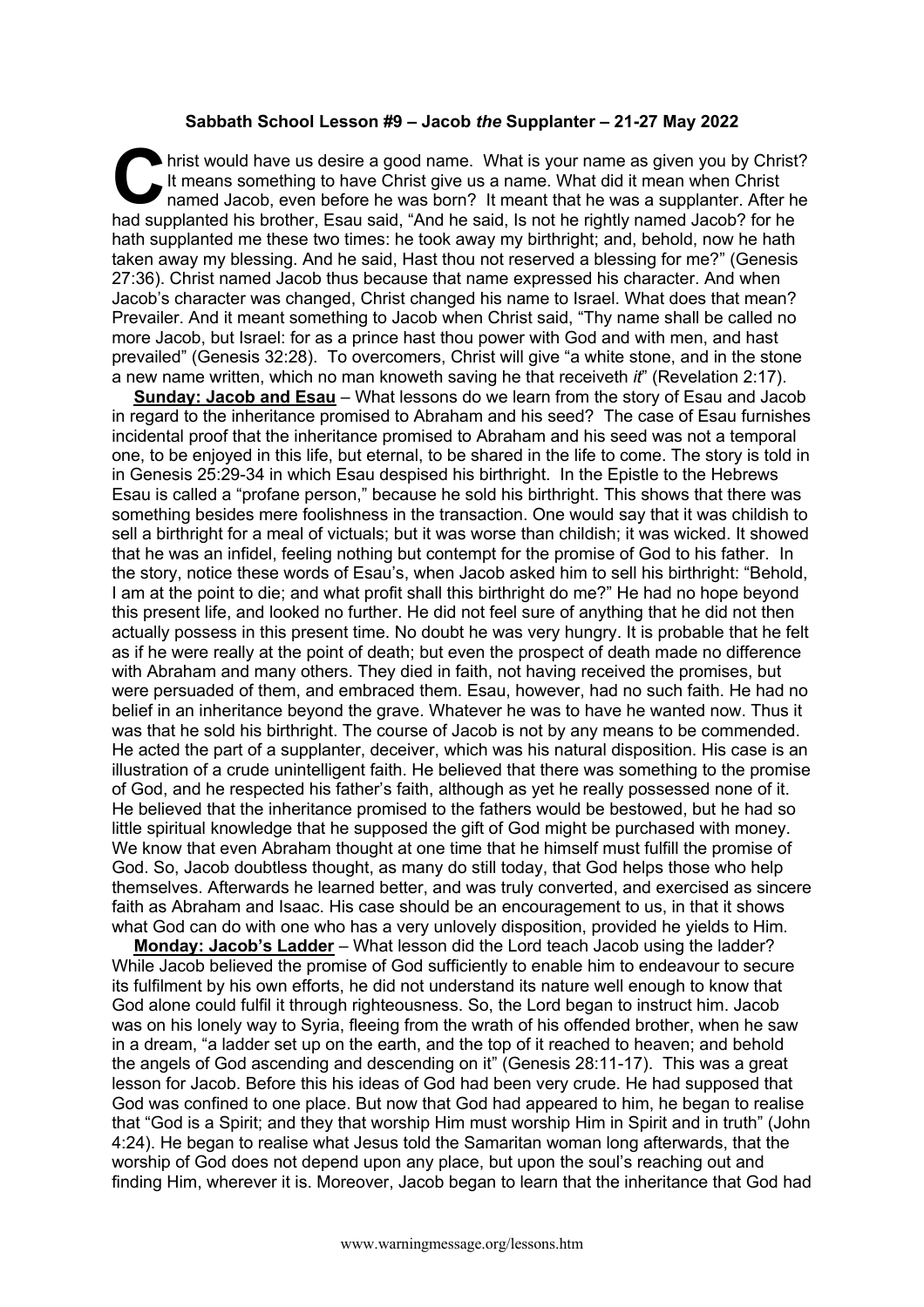**Sabbath School Lesson #9 – Jacob *the* Supplanter – 21-27 May 2022**

Christ would have us desire a good name. What is your name as given you by Christ? It means something to have Christ give us a name. What did it mean when Christ named Jacob, even before he was born? It meant that he was a supplanter. After he had supplanted his brother, Esau said, "And he said, Is not he rightly named Jacob? for he hath supplanted me these two times: he took away my birthright; and, behold, now he hath taken away my blessing. And he said, Hast thou not reserved a blessing for me?" (Genesis 27:36). Christ named Jacob thus because that name expressed his character. And when Jacob's character was changed, Christ changed his name to Israel. What does that mean? Prevailer. And it meant something to Jacob when Christ said, "Thy name shall be called no more Jacob, but Israel: for as a prince hast thou power with God and with men, and hast prevailed" (Genesis 32:28). To overcomers, Christ will give "a white stone, and in the stone a new name written, which no man knoweth saving he that receiveth *it*" (Revelation 2:17).

**Sunday: Jacob and Esau** – What lessons do we learn from the story of Esau and Jacob in regard to the inheritance promised to Abraham and his seed? The case of Esau furnishes incidental proof that the inheritance promised to Abraham and his seed was not a temporal one, to be enjoyed in this life, but eternal, to be shared in the life to come. The story is told in in Genesis 25:29-34 in which Esau despised his birthright. In the Epistle to the Hebrews Esau is called a "profane person," because he sold his birthright. This shows that there was something besides mere foolishness in the transaction. One would say that it was childish to sell a birthright for a meal of victuals; but it was worse than childish; it was wicked. It showed that he was an infidel, feeling nothing but contempt for the promise of God to his father. In the story, notice these words of Esau's, when Jacob asked him to sell his birthright: "Behold, I am at the point to die; and what profit shall this birthright do me?" He had no hope beyond this present life, and looked no further. He did not feel sure of anything that he did not then actually possess in this present time. No doubt he was very hungry. It is probable that he felt as if he were really at the point of death; but even the prospect of death made no difference with Abraham and many others. They died in faith, not having received the promises, but were persuaded of them, and embraced them. Esau, however, had no such faith. He had no belief in an inheritance beyond the grave. Whatever he was to have he wanted now. Thus it was that he sold his birthright. The course of Jacob is not by any means to be commended. He acted the part of a supplanter, deceiver, which was his natural disposition. His case is an illustration of a crude unintelligent faith. He believed that there was something to the promise of God, and he respected his father's faith, although as yet he really possessed none of it. He believed that the inheritance promised to the fathers would be bestowed, but he had so little spiritual knowledge that he supposed the gift of God might be purchased with money. We know that even Abraham thought at one time that he himself must fulfill the promise of God. So, Jacob doubtless thought, as many do still today, that God helps those who help themselves. Afterwards he learned better, and was truly converted, and exercised as sincere faith as Abraham and Isaac. His case should be an encouragement to us, in that it shows what God can do with one who has a very unlovely disposition, provided he yields to Him.

**Monday: Jacob's Ladder** – What lesson did the Lord teach Jacob using the ladder? While Jacob believed the promise of God sufficiently to enable him to endeavour to secure its fulfilment by his own efforts, he did not understand its nature well enough to know that God alone could fulfil it through righteousness. So, the Lord began to instruct him. Jacob was on his lonely way to Syria, fleeing from the wrath of his offended brother, when he saw in a dream, "a ladder set up on the earth, and the top of it reached to heaven; and behold the angels of God ascending and descending on it" (Genesis 28:11-17). This was a great lesson for Jacob. Before this his ideas of God had been very crude. He had supposed that God was confined to one place. But now that God had appeared to him, he began to realise that "God is a Spirit; and they that worship Him must worship Him in Spirit and in truth" (John 4:24). He began to realise what Jesus told the Samaritan woman long afterwards, that the worship of God does not depend upon any place, but upon the soul's reaching out and finding Him, wherever it is. Moreover, Jacob began to learn that the inheritance that God had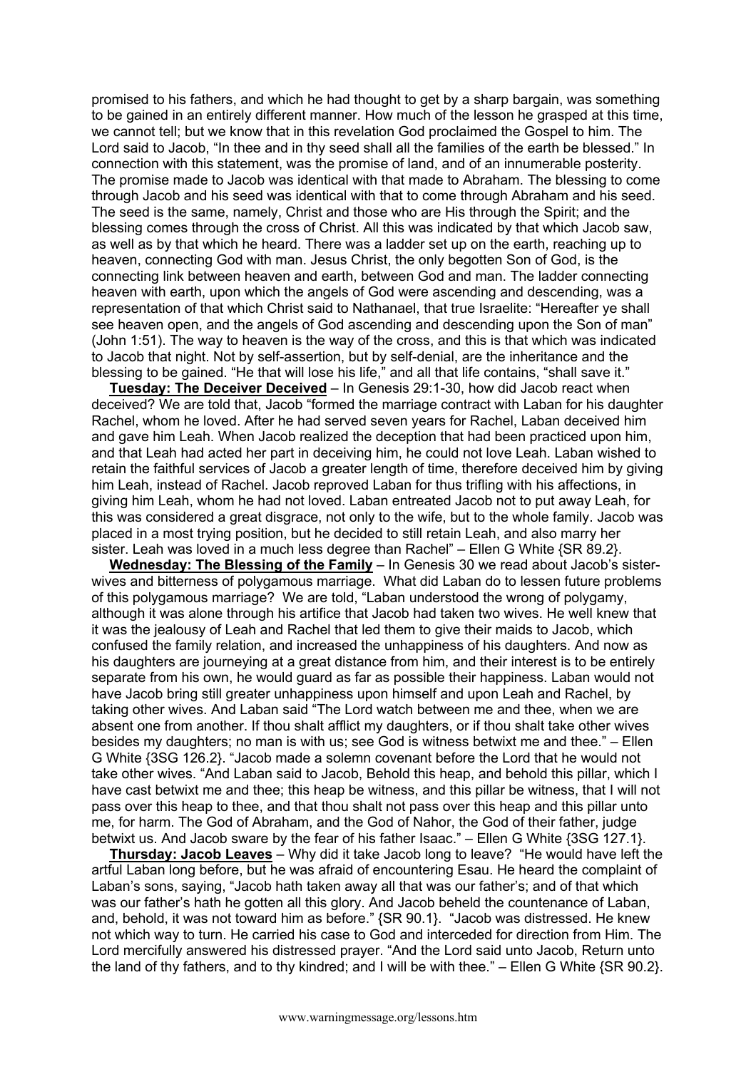promised to his fathers, and which he had thought to get by a sharp bargain, was something to be gained in an entirely different manner. How much of the lesson he grasped at this time, we cannot tell; but we know that in this revelation God proclaimed the Gospel to him. The Lord said to Jacob, "In thee and in thy seed shall all the families of the earth be blessed." In connection with this statement, was the promise of land, and of an innumerable posterity. The promise made to Jacob was identical with that made to Abraham. The blessing to come through Jacob and his seed was identical with that to come through Abraham and his seed. The seed is the same, namely, Christ and those who are His through the Spirit; and the blessing comes through the cross of Christ. All this was indicated by that which Jacob saw, as well as by that which he heard. There was a ladder set up on the earth, reaching up to heaven, connecting God with man. Jesus Christ, the only begotten Son of God, is the connecting link between heaven and earth, between God and man. The ladder connecting heaven with earth, upon which the angels of God were ascending and descending, was a representation of that which Christ said to Nathanael, that true Israelite: "Hereafter ye shall see heaven open, and the angels of God ascending and descending upon the Son of man" (John 1:51). The way to heaven is the way of the cross, and this is that which was indicated to Jacob that night. Not by self-assertion, but by self-denial, are the inheritance and the blessing to be gained. "He that will lose his life," and all that life contains, "shall save it."

**Tuesday: The Deceiver Deceived** – In Genesis 29:1-30, how did Jacob react when deceived? We are told that, Jacob "formed the marriage contract with Laban for his daughter Rachel, whom he loved. After he had served seven years for Rachel, Laban deceived him and gave him Leah. When Jacob realized the deception that had been practiced upon him, and that Leah had acted her part in deceiving him, he could not love Leah. Laban wished to retain the faithful services of Jacob a greater length of time, therefore deceived him by giving him Leah, instead of Rachel. Jacob reproved Laban for thus trifling with his affections, in giving him Leah, whom he had not loved. Laban entreated Jacob not to put away Leah, for this was considered a great disgrace, not only to the wife, but to the whole family. Jacob was placed in a most trying position, but he decided to still retain Leah, and also marry her sister. Leah was loved in a much less degree than Rachel" – Ellen G White {SR 89.2}.

**Wednesday: The Blessing of the Family** – In Genesis 30 we read about Jacob's sister-wives and bitterness of polygamous marriage. What did Laban do to lessen future problems of this polygamous marriage? We are told, "Laban understood the wrong of polygamy, although it was alone through his artifice that Jacob had taken two wives. He well knew that it was the jealousy of Leah and Rachel that led them to give their maids to Jacob, which confused the family relation, and increased the unhappiness of his daughters. And now as his daughters are journeying at a great distance from him, and their interest is to be entirely separate from his own, he would guard as far as possible their happiness. Laban would not have Jacob bring still greater unhappiness upon himself and upon Leah and Rachel, by taking other wives. And Laban said "The Lord watch between me and thee, when we are absent one from another. If thou shalt afflict my daughters, or if thou shalt take other wives besides my daughters; no man is with us; see God is witness betwixt me and thee." – Ellen G White {3SG 126.2}. "Jacob made a solemn covenant before the Lord that he would not take other wives. "And Laban said to Jacob, Behold this heap, and behold this pillar, which I have cast betwixt me and thee; this heap be witness, and this pillar be witness, that I will not pass over this heap to thee, and that thou shalt not pass over this heap and this pillar unto me, for harm. The God of Abraham, and the God of Nahor, the God of their father, judge betwixt us. And Jacob sware by the fear of his father Isaac." – Ellen G White {3SG 127.1}.

**Thursday: Jacob Leaves** – Why did it take Jacob long to leave? "He would have left the artful Laban long before, but he was afraid of encountering Esau. He heard the complaint of Laban's sons, saying, "Jacob hath taken away all that was our father's; and of that which was our father's hath he gotten all this glory. And Jacob beheld the countenance of Laban, and, behold, it was not toward him as before." {SR 90.1}. "Jacob was distressed. He knew not which way to turn. He carried his case to God and interceded for direction from Him. The Lord mercifully answered his distressed prayer. "And the Lord said unto Jacob, Return unto the land of thy fathers, and to thy kindred; and I will be with thee." – Ellen G White {SR 90.2}.